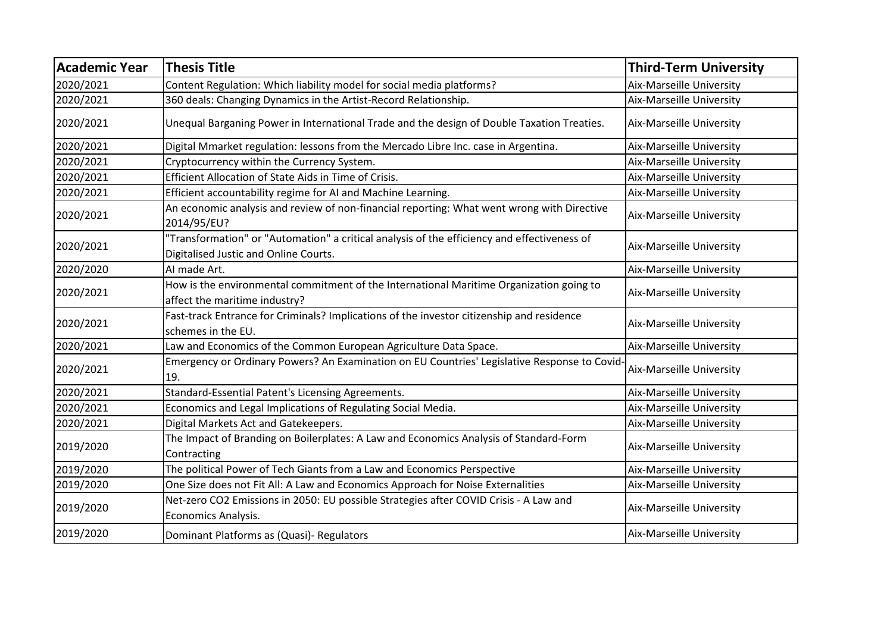| Academic Year | Thesis Title | Third-Term University |
|---|---|---|
| 2020/2021 | Content Regulation: Which liability model for social media platforms? | Aix-Marseille University |
| 2020/2021 | 360 deals: Changing Dynamics in the Artist-Record Relationship. | Aix-Marseille University |
| 2020/2021 | Unequal Barganing Power in International Trade and the design of Double Taxation Treaties. | Aix-Marseille University |
| 2020/2021 | Digital Mmarket regulation: lessons from the Mercado Libre Inc. case in Argentina. | Aix-Marseille University |
| 2020/2021 | Cryptocurrency within the Currency System. | Aix-Marseille University |
| 2020/2021 | Efficient Allocation of State Aids in Time of Crisis. | Aix-Marseille University |
| 2020/2021 | Efficient accountability regime for AI and Machine Learning. | Aix-Marseille University |
| 2020/2021 | An economic analysis and review of non-financial reporting: What went wrong with Directive 2014/95/EU? | Aix-Marseille University |
| 2020/2021 | "Transformation" or "Automation" a critical analysis of the efficiency and effectiveness of Digitalised Justic and Online Courts. | Aix-Marseille University |
| 2020/2020 | AI made Art. | Aix-Marseille University |
| 2020/2021 | How is the environmental commitment of the International Maritime Organization going to affect the maritime industry? | Aix-Marseille University |
| 2020/2021 | Fast-track Entrance for Criminals? Implications of the investor citizenship and residence schemes in the EU. | Aix-Marseille University |
| 2020/2021 | Law and Economics of the Common European Agriculture Data Space. | Aix-Marseille University |
| 2020/2021 | Emergency or Ordinary Powers? An Examination on EU Countries' Legislative Response to Covid-19. | Aix-Marseille University |
| 2020/2021 | Standard-Essential Patent's Licensing Agreements. | Aix-Marseille University |
| 2020/2021 | Economics and Legal Implications of Regulating Social Media. | Aix-Marseille University |
| 2020/2021 | Digital Markets Act and Gatekeepers. | Aix-Marseille University |
| 2019/2020 | The Impact of Branding on Boilerplates: A Law and Economics Analysis of Standard-Form Contracting | Aix-Marseille University |
| 2019/2020 | The political Power of Tech Giants from a Law and Economics Perspective | Aix-Marseille University |
| 2019/2020 | One Size does not Fit All: A Law and Economics Approach for Noise Externalities | Aix-Marseille University |
| 2019/2020 | Net-zero CO2 Emissions in 2050: EU possible Strategies after COVID Crisis - A Law and Economics Analysis. | Aix-Marseille University |
| 2019/2020 | Dominant Platforms as (Quasi)- Regulators | Aix-Marseille University |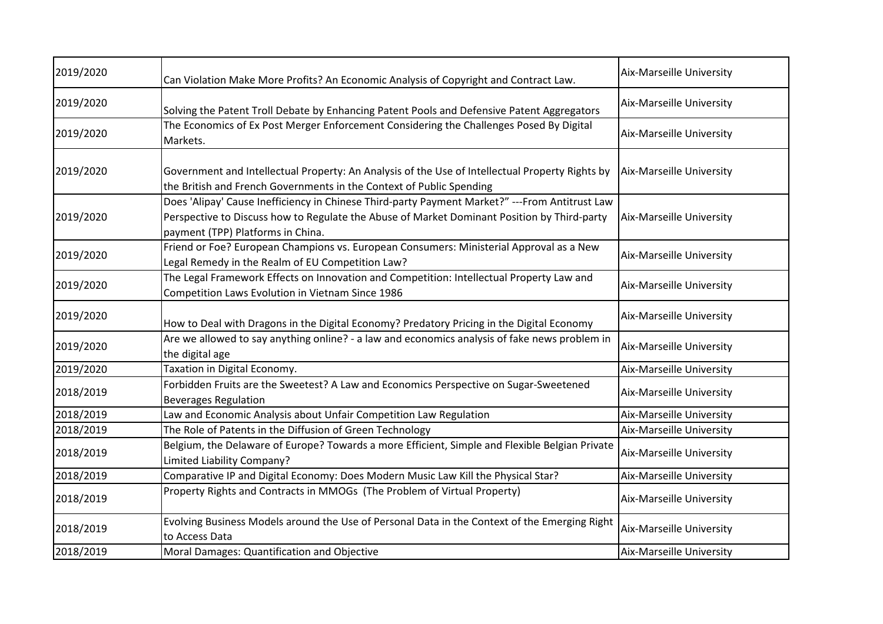| 2019/2020 | Can Violation Make More Profits? An Economic Analysis of Copyright and Contract Law. | Aix-Marseille University |
|---|---|---|
| 2019/2020 | Solving the Patent Troll Debate by Enhancing Patent Pools and Defensive Patent Aggregators | Aix-Marseille University |
| 2019/2020 | The Economics of Ex Post Merger Enforcement Considering the Challenges Posed By Digital Markets. | Aix-Marseille University |
| 2019/2020 | Government and Intellectual Property: An Analysis of the Use of Intellectual Property Rights by the British and French Governments in the Context of Public Spending | Aix-Marseille University |
| 2019/2020 | Does 'Alipay' Cause Inefficiency in Chinese Third-party Payment Market?" ---From Antitrust Law Perspective to Discuss how to Regulate the Abuse of Market Dominant Position by Third-party payment (TPP) Platforms in China. | Aix-Marseille University |
| 2019/2020 | Friend or Foe? European Champions vs. European Consumers: Ministerial Approval as a New Legal Remedy in the Realm of EU Competition Law? | Aix-Marseille University |
| 2019/2020 | The Legal Framework Effects on Innovation and Competition: Intellectual Property Law and Competition Laws Evolution in Vietnam Since 1986 | Aix-Marseille University |
| 2019/2020 | How to Deal with Dragons in the Digital Economy? Predatory Pricing in the Digital Economy | Aix-Marseille University |
| 2019/2020 | Are we allowed to say anything online? - a law and economics analysis of fake news problem in the digital age | Aix-Marseille University |
| 2019/2020 | Taxation in Digital Economy. | Aix-Marseille University |
| 2018/2019 | Forbidden Fruits are the Sweetest? A Law and Economics Perspective on Sugar-Sweetened Beverages Regulation | Aix-Marseille University |
| 2018/2019 | Law and Economic Analysis about Unfair Competition Law Regulation | Aix-Marseille University |
| 2018/2019 | The Role of Patents in the Diffusion of Green Technology | Aix-Marseille University |
| 2018/2019 | Belgium, the Delaware of Europe? Towards a more Efficient, Simple and Flexible Belgian Private Limited Liability Company? | Aix-Marseille University |
| 2018/2019 | Comparative IP and Digital Economy: Does Modern Music Law Kill the Physical Star? | Aix-Marseille University |
| 2018/2019 | Property Rights and Contracts in MMOGs (The Problem of Virtual Property) | Aix-Marseille University |
| 2018/2019 | Evolving Business Models around the Use of Personal Data in the Context of the Emerging Right to Access Data | Aix-Marseille University |
| 2018/2019 | Moral Damages: Quantification and Objective | Aix-Marseille University |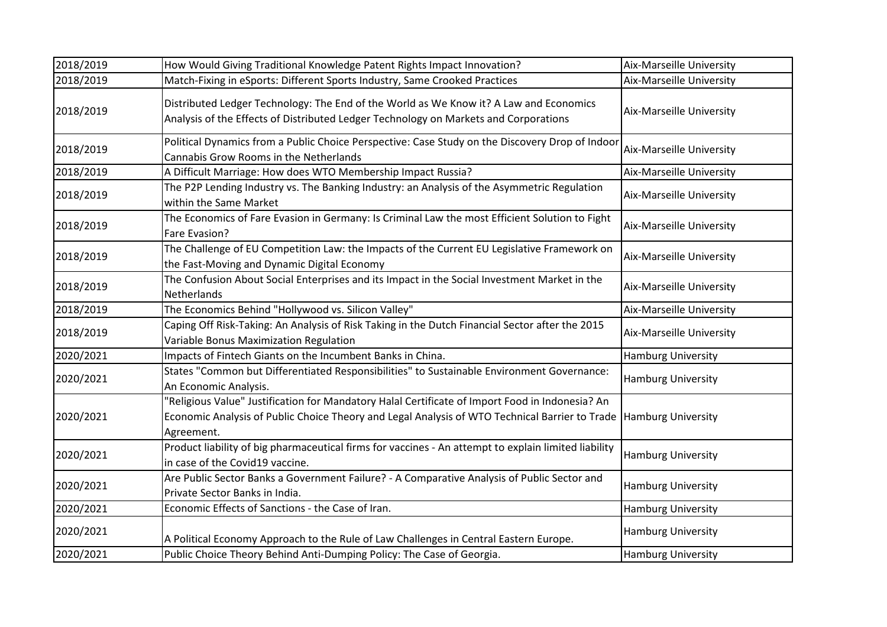| | | |
|---|---|---|
| 2018/2019 | How Would Giving Traditional Knowledge Patent Rights Impact Innovation? | Aix-Marseille University |
| 2018/2019 | Match-Fixing in eSports: Different Sports Industry, Same Crooked Practices | Aix-Marseille University |
| 2018/2019 | Distributed Ledger Technology: The End of the World as We Know it? A Law and Economics Analysis of the Effects of Distributed Ledger Technology on Markets and Corporations | Aix-Marseille University |
| 2018/2019 | Political Dynamics from a Public Choice Perspective: Case Study on the Discovery Drop of Indoor Cannabis Grow Rooms in the Netherlands | Aix-Marseille University |
| 2018/2019 | A Difficult Marriage: How does WTO Membership Impact Russia? | Aix-Marseille University |
| 2018/2019 | The P2P Lending Industry vs. The Banking Industry: an Analysis of the Asymmetric Regulation within the Same Market | Aix-Marseille University |
| 2018/2019 | The Economics of Fare Evasion in Germany: Is Criminal Law the most Efficient Solution to Fight Fare Evasion? | Aix-Marseille University |
| 2018/2019 | The Challenge of EU Competition Law: the Impacts of the Current EU Legislative Framework on the Fast-Moving and Dynamic Digital Economy | Aix-Marseille University |
| 2018/2019 | The Confusion About Social Enterprises and its Impact in the Social Investment Market in the Netherlands | Aix-Marseille University |
| 2018/2019 | The Economics Behind "Hollywood vs. Silicon Valley" | Aix-Marseille University |
| 2018/2019 | Caping Off Risk-Taking: An Analysis of Risk Taking in the Dutch Financial Sector after the 2015 Variable Bonus Maximization Regulation | Aix-Marseille University |
| 2020/2021 | Impacts of Fintech Giants on the Incumbent Banks in China. | Hamburg University |
| 2020/2021 | States "Common but Differentiated Responsibilities" to Sustainable Environment Governance: An Economic Analysis. | Hamburg University |
| 2020/2021 | "Religious Value" Justification for Mandatory Halal Certificate of Import Food in Indonesia? An Economic Analysis of Public Choice Theory and Legal Analysis of WTO Technical Barrier to Trade Agreement. | Hamburg University |
| 2020/2021 | Product liability of big pharmaceutical firms for vaccines - An attempt to explain limited liability in case of the Covid19 vaccine. | Hamburg University |
| 2020/2021 | Are Public Sector Banks a Government Failure? - A Comparative Analysis of Public Sector and Private Sector Banks in India. | Hamburg University |
| 2020/2021 | Economic Effects of Sanctions - the Case of Iran. | Hamburg University |
| 2020/2021 | A Political Economy Approach to the Rule of Law Challenges in Central Eastern Europe. | Hamburg University |
| 2020/2021 | Public Choice Theory Behind Anti-Dumping Policy: The Case of Georgia. | Hamburg University |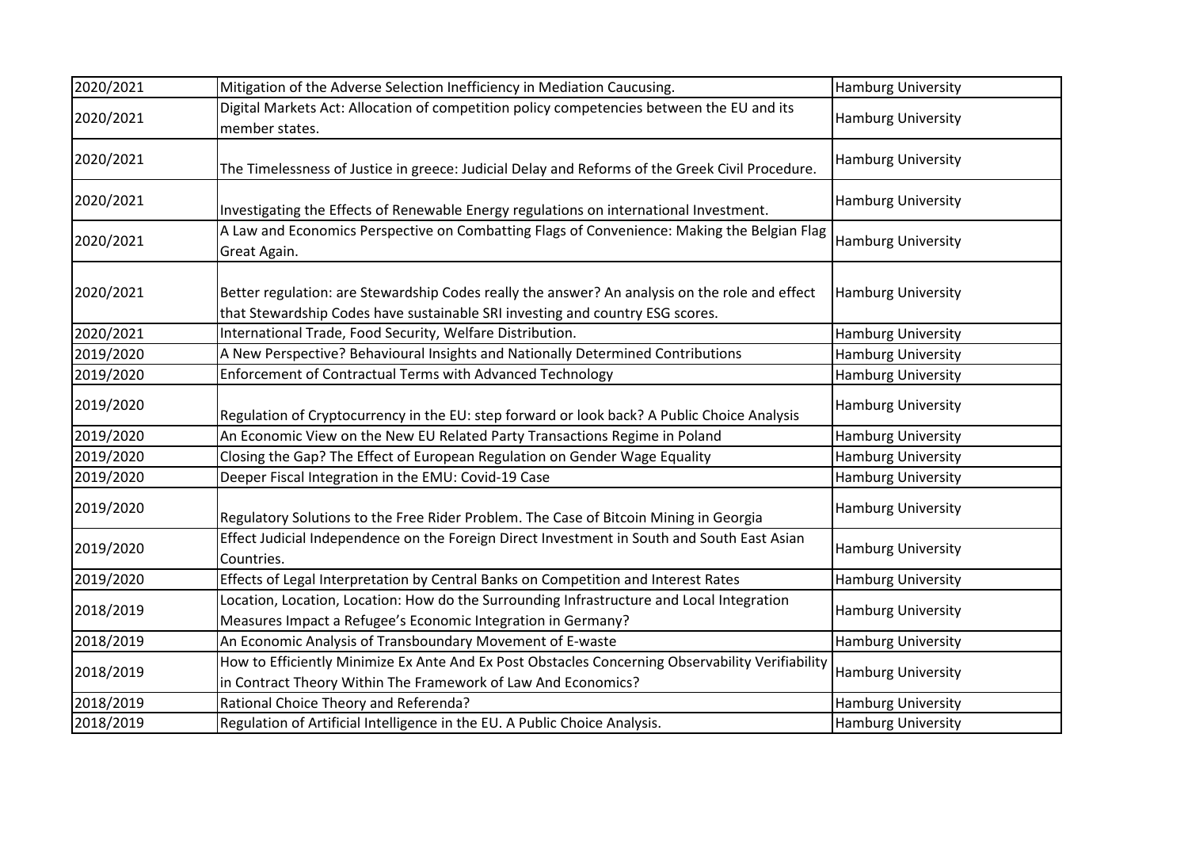| 2020/2021 | Mitigation of the Adverse Selection Inefficiency in Mediation Caucusing. | Hamburg University |
|---|---|---|
| 2020/2021 | Digital Markets Act: Allocation of competition policy competencies between the EU and its member states. | Hamburg University |
| 2020/2021 | The Timelessness of Justice in greece: Judicial Delay and Reforms of the Greek Civil Procedure. | Hamburg University |
| 2020/2021 | Investigating the Effects of Renewable Energy regulations on international Investment. | Hamburg University |
| 2020/2021 | A Law and Economics Perspective on Combatting Flags of Convenience: Making the Belgian Flag Great Again. | Hamburg University |
| 2020/2021 | Better regulation: are Stewardship Codes really the answer? An analysis on the role and effect that Stewardship Codes have sustainable SRI investing and country ESG scores. | Hamburg University |
| 2020/2021 | International Trade, Food Security, Welfare Distribution. | Hamburg University |
| 2019/2020 | A New Perspective? Behavioural Insights and Nationally Determined Contributions | Hamburg University |
| 2019/2020 | Enforcement of Contractual Terms with Advanced Technology | Hamburg University |
| 2019/2020 | Regulation of Cryptocurrency in the EU: step forward or look back? A Public Choice Analysis | Hamburg University |
| 2019/2020 | An Economic View on the New EU Related Party Transactions Regime in Poland | Hamburg University |
| 2019/2020 | Closing the Gap? The Effect of European Regulation on Gender Wage Equality | Hamburg University |
| 2019/2020 | Deeper Fiscal Integration in the EMU: Covid-19 Case | Hamburg University |
| 2019/2020 | Regulatory Solutions to the Free Rider Problem. The Case of Bitcoin Mining in Georgia | Hamburg University |
| 2019/2020 | Effect Judicial Independence on the Foreign Direct Investment in South and South East Asian Countries. | Hamburg University |
| 2019/2020 | Effects of Legal Interpretation by Central Banks on Competition and Interest Rates | Hamburg University |
| 2018/2019 | Location, Location, Location: How do the Surrounding Infrastructure and Local Integration Measures Impact a Refugee's Economic Integration in Germany? | Hamburg University |
| 2018/2019 | An Economic Analysis of Transboundary Movement of E-waste | Hamburg University |
| 2018/2019 | How to Efficiently Minimize Ex Ante And Ex Post Obstacles Concerning Observability Verifiability in Contract Theory Within The Framework of Law And Economics? | Hamburg University |
| 2018/2019 | Rational Choice Theory and Referenda? | Hamburg University |
| 2018/2019 | Regulation of Artificial Intelligence in the EU. A Public Choice Analysis. | Hamburg University |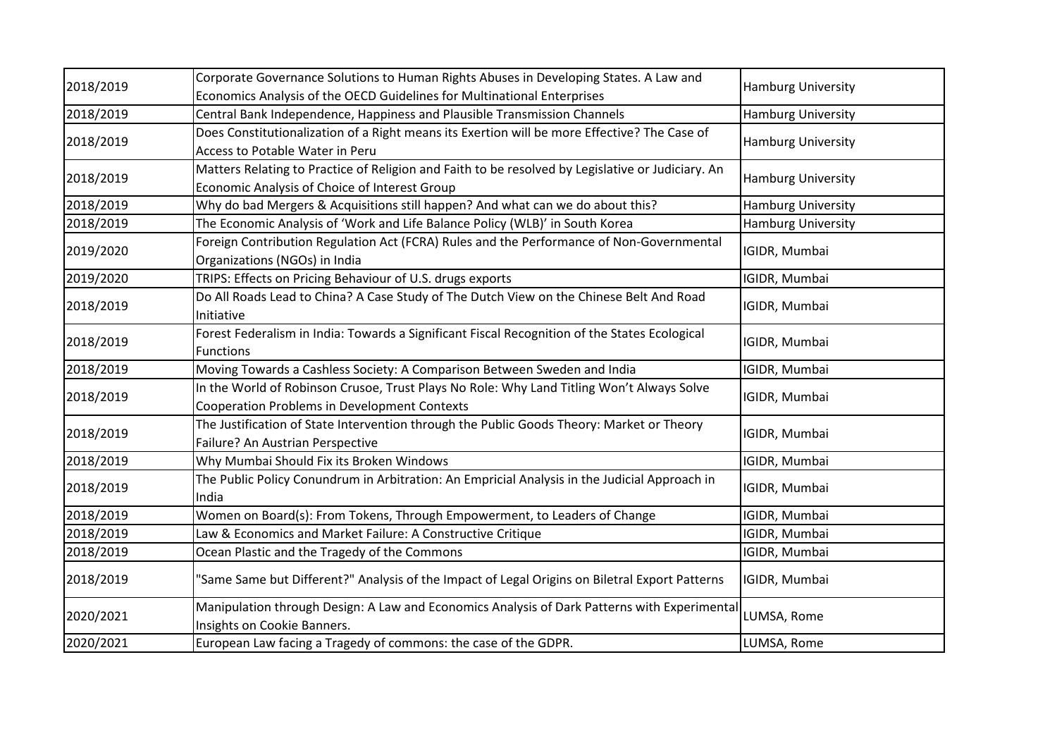| | | |
|---|---|---|
| 2018/2019 | Corporate Governance Solutions to Human Rights Abuses in Developing States. A Law and Economics Analysis of the OECD Guidelines for Multinational Enterprises | Hamburg University |
| 2018/2019 | Central Bank Independence, Happiness and Plausible Transmission Channels | Hamburg University |
| 2018/2019 | Does Constitutionalization of a Right means its Exertion will be more Effective? The Case of Access to Potable Water in Peru | Hamburg University |
| 2018/2019 | Matters Relating to Practice of Religion and Faith to be resolved by Legislative or Judiciary. An Economic Analysis of Choice of Interest Group | Hamburg University |
| 2018/2019 | Why do bad Mergers & Acquisitions still happen? And what can we do about this? | Hamburg University |
| 2018/2019 | The Economic Analysis of 'Work and Life Balance Policy (WLB)' in South Korea | Hamburg University |
| 2019/2020 | Foreign Contribution Regulation Act (FCRA) Rules and the Performance of Non-Governmental Organizations (NGOs) in India | IGIDR, Mumbai |
| 2019/2020 | TRIPS: Effects on Pricing Behaviour of U.S. drugs exports | IGIDR, Mumbai |
| 2018/2019 | Do All Roads Lead to China? A Case Study of The Dutch View on the Chinese Belt And Road Initiative | IGIDR, Mumbai |
| 2018/2019 | Forest Federalism in India: Towards a Significant Fiscal Recognition of the States Ecological Functions | IGIDR, Mumbai |
| 2018/2019 | Moving Towards a Cashless Society: A Comparison Between Sweden and India | IGIDR, Mumbai |
| 2018/2019 | In the World of Robinson Crusoe, Trust Plays No Role: Why Land Titling Won't Always Solve Cooperation Problems in Development Contexts | IGIDR, Mumbai |
| 2018/2019 | The Justification of State Intervention through the Public Goods Theory: Market or Theory Failure? An Austrian Perspective | IGIDR, Mumbai |
| 2018/2019 | Why Mumbai Should Fix its Broken Windows | IGIDR, Mumbai |
| 2018/2019 | The Public Policy Conundrum in Arbitration: An Empricial Analysis in the Judicial Approach in India | IGIDR, Mumbai |
| 2018/2019 | Women on Board(s): From Tokens, Through Empowerment, to Leaders of Change | IGIDR, Mumbai |
| 2018/2019 | Law & Economics and Market Failure: A Constructive Critique | IGIDR, Mumbai |
| 2018/2019 | Ocean Plastic and the Tragedy of the Commons | IGIDR, Mumbai |
| 2018/2019 | "Same Same but Different?" Analysis of the Impact of Legal Origins on Biletral Export Patterns | IGIDR, Mumbai |
| 2020/2021 | Manipulation through Design: A Law and Economics Analysis of Dark Patterns with Experimental Insights on Cookie Banners. | LUMSA, Rome |
| 2020/2021 | European Law facing a Tragedy of commons: the case of the GDPR. | LUMSA, Rome |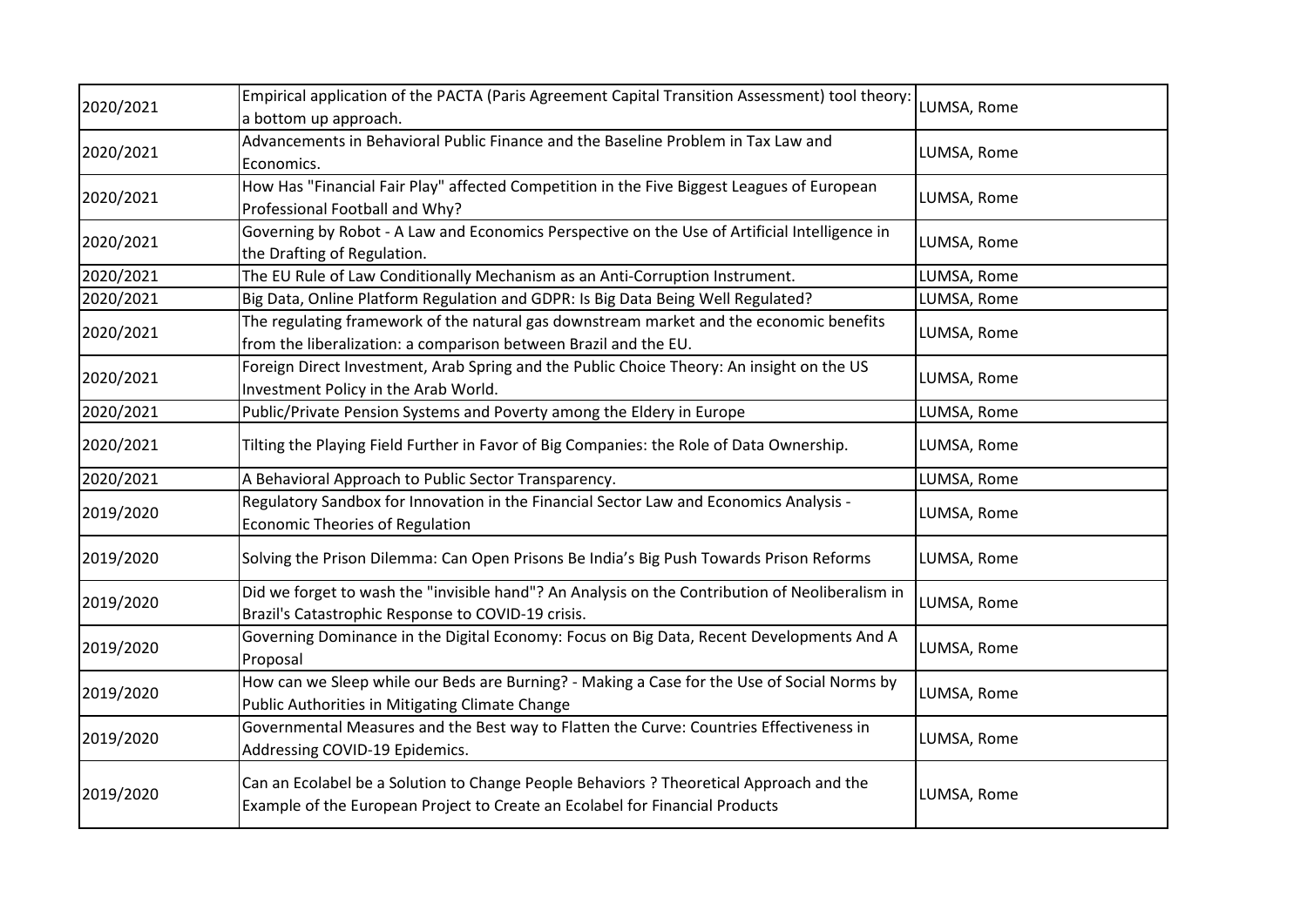| | | |
|---|---|---|
| 2020/2021 | Empirical application of the PACTA (Paris Agreement Capital Transition Assessment) tool theory: a bottom up approach. | LUMSA, Rome |
| 2020/2021 | Advancements in Behavioral Public Finance and the Baseline Problem in Tax Law and Economics. | LUMSA, Rome |
| 2020/2021 | How Has "Financial Fair Play" affected Competition in the Five Biggest Leagues of European Professional Football and Why? | LUMSA, Rome |
| 2020/2021 | Governing by Robot - A Law and Economics Perspective on the Use of Artificial Intelligence in the Drafting of Regulation. | LUMSA, Rome |
| 2020/2021 | The EU Rule of Law Conditionally Mechanism as an Anti-Corruption Instrument. | LUMSA, Rome |
| 2020/2021 | Big Data, Online Platform Regulation and GDPR: Is Big Data Being Well Regulated? | LUMSA, Rome |
| 2020/2021 | The regulating framework of the natural gas downstream market and the economic benefits from the liberalization: a comparison between Brazil and the EU. | LUMSA, Rome |
| 2020/2021 | Foreign Direct Investment, Arab Spring and the Public Choice Theory: An insight on the US Investment Policy in the Arab World. | LUMSA, Rome |
| 2020/2021 | Public/Private Pension Systems and Poverty among the Eldery in Europe | LUMSA, Rome |
| 2020/2021 | Tilting the Playing Field Further in Favor of Big Companies: the Role of Data Ownership. | LUMSA, Rome |
| 2020/2021 | A Behavioral Approach to Public Sector Transparency. | LUMSA, Rome |
| 2019/2020 | Regulatory Sandbox for Innovation in the Financial Sector Law and Economics Analysis - Economic Theories of Regulation | LUMSA, Rome |
| 2019/2020 | Solving the Prison Dilemma: Can Open Prisons Be India's Big Push Towards Prison Reforms | LUMSA, Rome |
| 2019/2020 | Did we forget to wash the "invisible hand"? An Analysis on the Contribution of Neoliberalism in Brazil's Catastrophic Response to COVID-19 crisis. | LUMSA, Rome |
| 2019/2020 | Governing Dominance in the Digital Economy: Focus on Big Data, Recent Developments And A Proposal | LUMSA, Rome |
| 2019/2020 | How can we Sleep while our Beds are Burning? - Making a Case for the Use of Social Norms by Public Authorities in Mitigating Climate Change | LUMSA, Rome |
| 2019/2020 | Governmental Measures and the Best way to Flatten the Curve: Countries Effectiveness in Addressing COVID-19 Epidemics. | LUMSA, Rome |
| 2019/2020 | Can an Ecolabel be a Solution to Change People Behaviors ? Theoretical Approach and the Example of the European Project to Create an Ecolabel for Financial Products | LUMSA, Rome |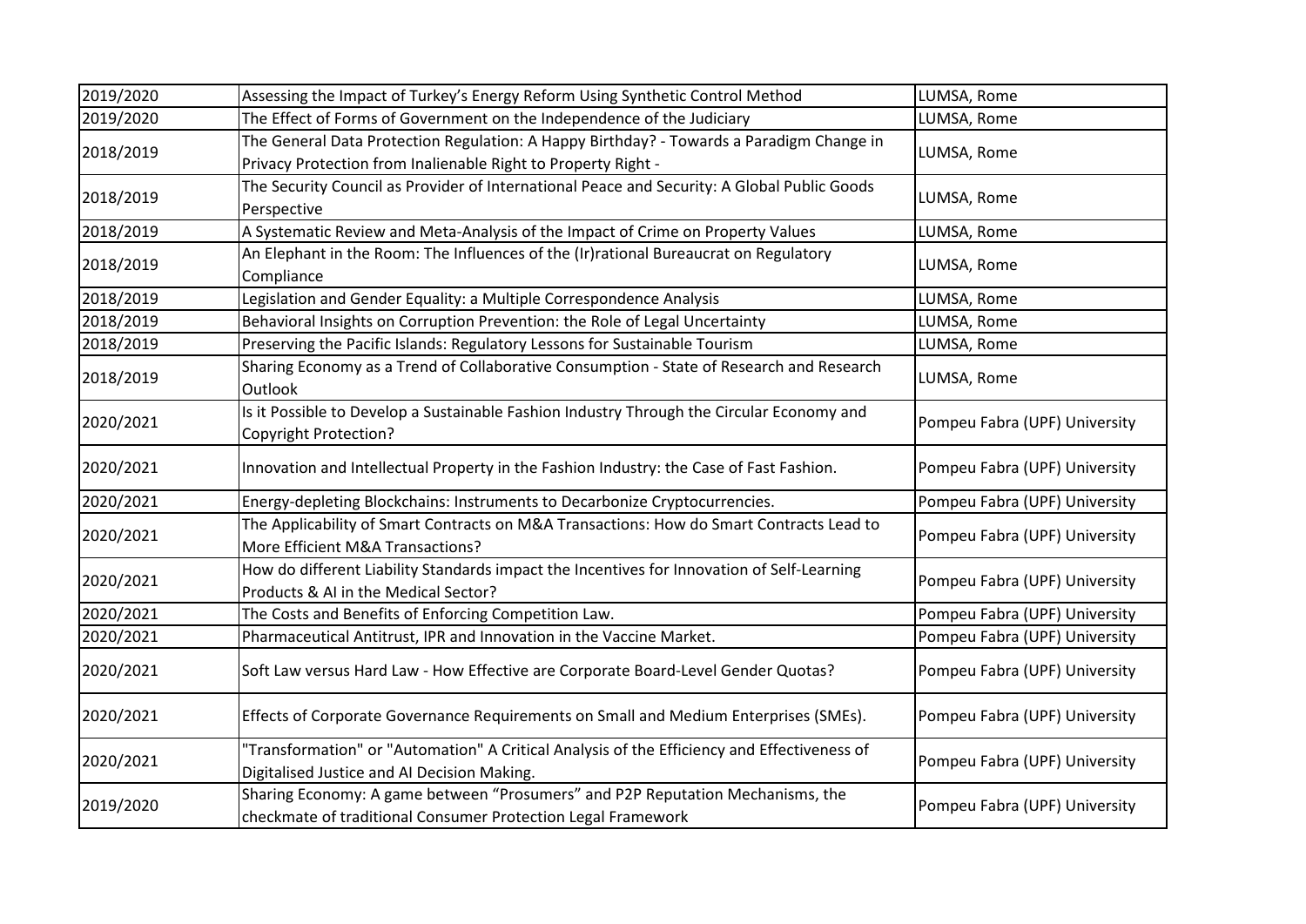| | | |
|---|---|---|
| 2019/2020 | Assessing the Impact of Turkey's Energy Reform Using Synthetic Control Method | LUMSA, Rome |
| 2019/2020 | The Effect of Forms of Government on the Independence of the Judiciary | LUMSA, Rome |
| 2018/2019 | The General Data Protection Regulation: A Happy Birthday? - Towards a Paradigm Change in Privacy Protection from Inalienable Right to Property Right - | LUMSA, Rome |
| 2018/2019 | The Security Council as Provider of International Peace and Security: A Global Public Goods Perspective | LUMSA, Rome |
| 2018/2019 | A Systematic Review and Meta-Analysis of the Impact of Crime on Property Values | LUMSA, Rome |
| 2018/2019 | An Elephant in the Room: The Influences of the (Ir)rational Bureaucrat on Regulatory Compliance | LUMSA, Rome |
| 2018/2019 | Legislation and Gender Equality: a Multiple Correspondence Analysis | LUMSA, Rome |
| 2018/2019 | Behavioral Insights on Corruption Prevention: the Role of Legal Uncertainty | LUMSA, Rome |
| 2018/2019 | Preserving the Pacific Islands: Regulatory Lessons for Sustainable Tourism | LUMSA, Rome |
| 2018/2019 | Sharing Economy as a Trend of Collaborative Consumption - State of Research and Research Outlook | LUMSA, Rome |
| 2020/2021 | Is it Possible to Develop a Sustainable Fashion Industry Through the Circular Economy and Copyright Protection? | Pompeu Fabra (UPF) University |
| 2020/2021 | Innovation and Intellectual Property in the Fashion Industry: the Case of Fast Fashion. | Pompeu Fabra (UPF) University |
| 2020/2021 | Energy-depleting Blockchains: Instruments to Decarbonize Cryptocurrencies. | Pompeu Fabra (UPF) University |
| 2020/2021 | The Applicability of Smart Contracts on M&A Transactions: How do Smart Contracts Lead to More Efficient M&A Transactions? | Pompeu Fabra (UPF) University |
| 2020/2021 | How do different Liability Standards impact the Incentives for Innovation of Self-Learning Products & AI in the Medical Sector? | Pompeu Fabra (UPF) University |
| 2020/2021 | The Costs and Benefits of Enforcing Competition Law. | Pompeu Fabra (UPF) University |
| 2020/2021 | Pharmaceutical Antitrust, IPR and Innovation in the Vaccine Market. | Pompeu Fabra (UPF) University |
| 2020/2021 | Soft Law versus Hard Law - How Effective are Corporate Board-Level Gender Quotas? | Pompeu Fabra (UPF) University |
| 2020/2021 | Effects of Corporate Governance Requirements on Small and Medium Enterprises (SMEs). | Pompeu Fabra (UPF) University |
| 2020/2021 | "Transformation" or "Automation" A Critical Analysis of the Efficiency and Effectiveness of Digitalised Justice and AI Decision Making. | Pompeu Fabra (UPF) University |
| 2019/2020 | Sharing Economy: A game between "Prosumers" and P2P Reputation Mechanisms, the checkmate of traditional Consumer Protection Legal Framework | Pompeu Fabra (UPF) University |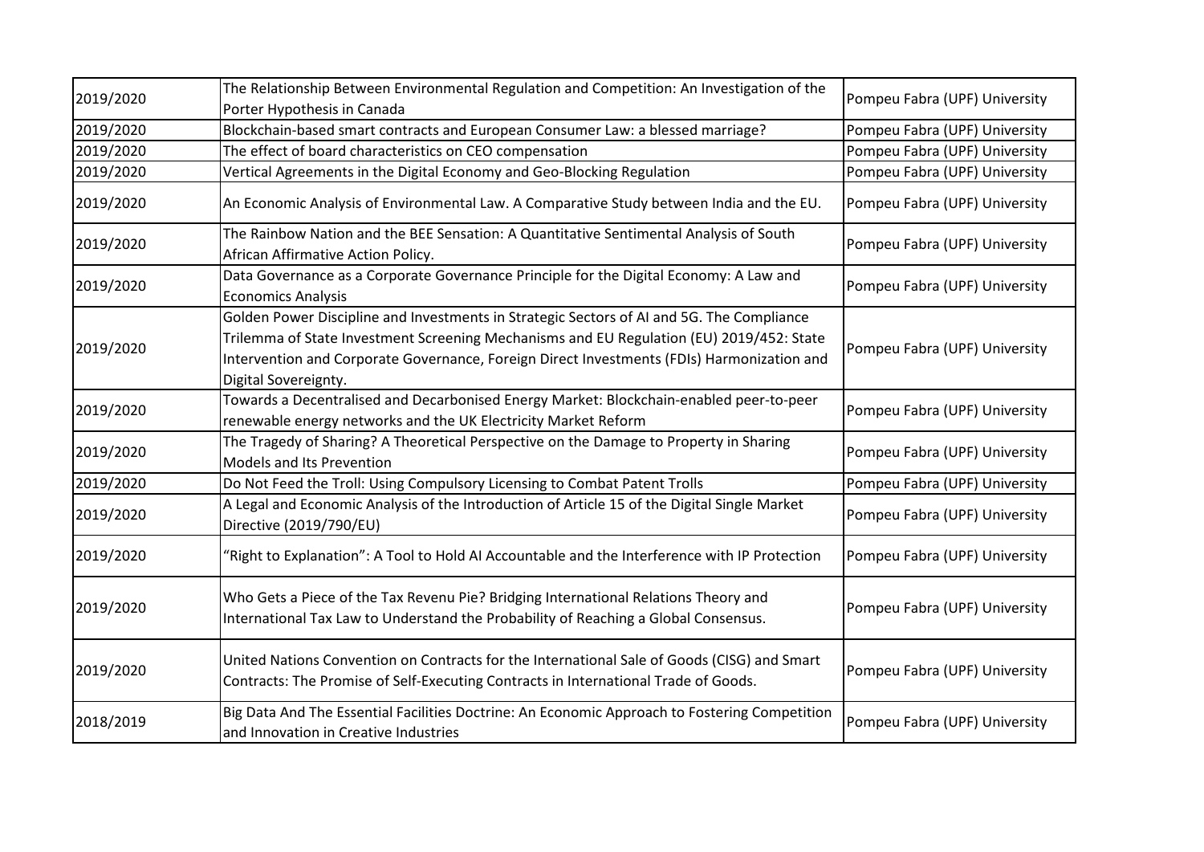| 2019/2020 | The Relationship Between Environmental Regulation and Competition: An Investigation of the Porter Hypothesis in Canada | Pompeu Fabra (UPF) University |
|---|---|---|
| 2019/2020 | Blockchain-based smart contracts and European Consumer Law: a blessed marriage? | Pompeu Fabra (UPF) University |
| 2019/2020 | The effect of board characteristics on CEO compensation | Pompeu Fabra (UPF) University |
| 2019/2020 | Vertical Agreements in the Digital Economy and Geo-Blocking Regulation | Pompeu Fabra (UPF) University |
| 2019/2020 | An Economic Analysis of Environmental Law. A Comparative Study between India and the EU. | Pompeu Fabra (UPF) University |
| 2019/2020 | The Rainbow Nation and the BEE Sensation: A Quantitative Sentimental Analysis of South African Affirmative Action Policy. | Pompeu Fabra (UPF) University |
| 2019/2020 | Data Governance as a Corporate Governance Principle for the Digital Economy: A Law and Economics Analysis | Pompeu Fabra (UPF) University |
| 2019/2020 | Golden Power Discipline and Investments in Strategic Sectors of AI and 5G. The Compliance Trilemma of State Investment Screening Mechanisms and EU Regulation (EU) 2019/452: State Intervention and Corporate Governance, Foreign Direct Investments (FDIs) Harmonization and Digital Sovereignty. | Pompeu Fabra (UPF) University |
| 2019/2020 | Towards a Decentralised and Decarbonised Energy Market: Blockchain-enabled peer-to-peer renewable energy networks and the UK Electricity Market Reform | Pompeu Fabra (UPF) University |
| 2019/2020 | The Tragedy of Sharing? A Theoretical Perspective on the Damage to Property in Sharing Models and Its Prevention | Pompeu Fabra (UPF) University |
| 2019/2020 | Do Not Feed the Troll: Using Compulsory Licensing to Combat Patent Trolls | Pompeu Fabra (UPF) University |
| 2019/2020 | A Legal and Economic Analysis of the Introduction of Article 15 of the Digital Single Market Directive (2019/790/EU) | Pompeu Fabra (UPF) University |
| 2019/2020 | "Right to Explanation": A Tool to Hold AI Accountable and the Interference with IP Protection | Pompeu Fabra (UPF) University |
| 2019/2020 | Who Gets a Piece of the Tax Revenu Pie? Bridging International Relations Theory and International Tax Law to Understand the Probability of Reaching a Global Consensus. | Pompeu Fabra (UPF) University |
| 2019/2020 | United Nations Convention on Contracts for the International Sale of Goods (CISG) and Smart Contracts: The Promise of Self-Executing Contracts in International Trade of Goods. | Pompeu Fabra (UPF) University |
| 2018/2019 | Big Data And The Essential Facilities Doctrine: An Economic Approach to Fostering Competition and Innovation in Creative Industries | Pompeu Fabra (UPF) University |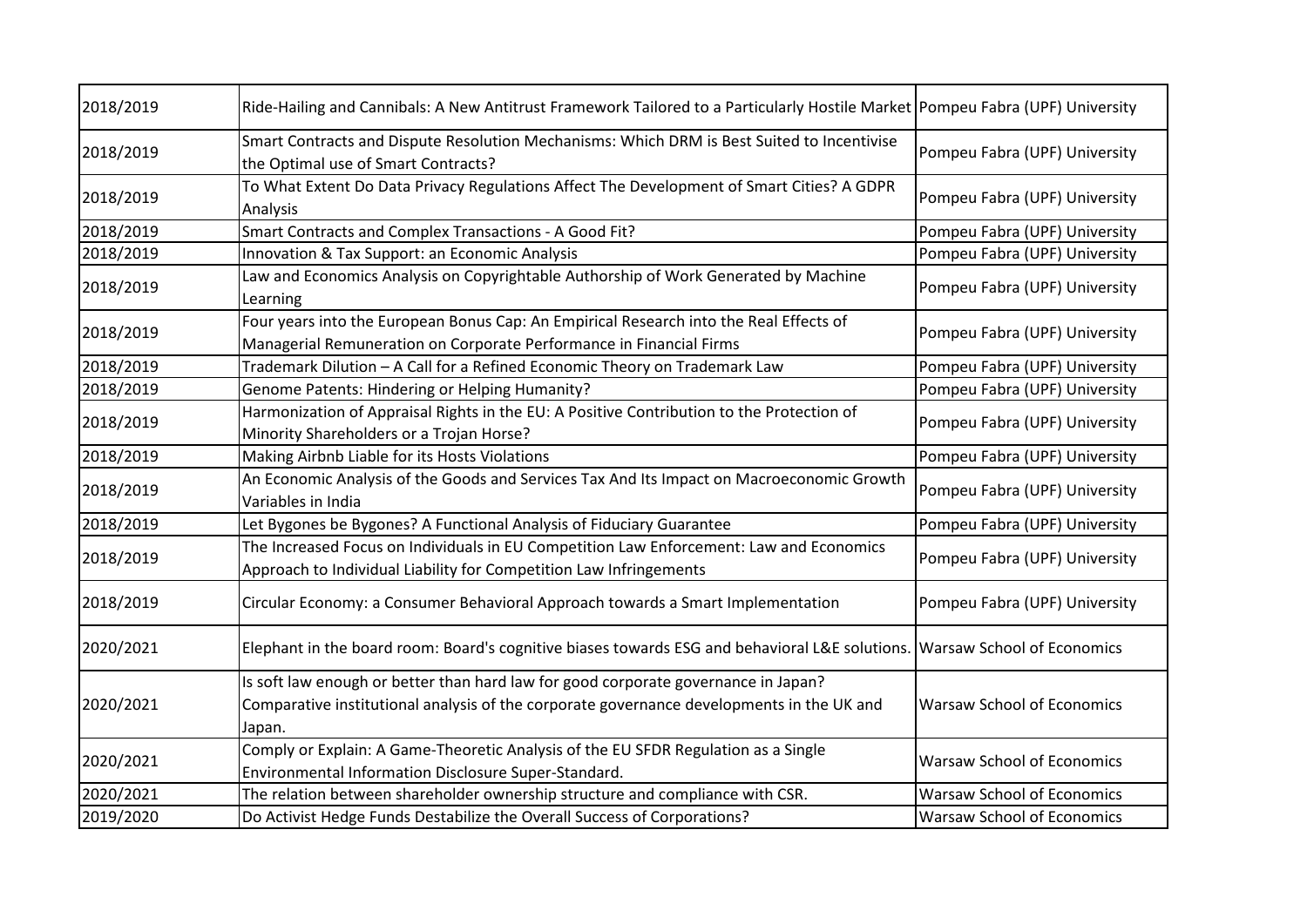| | | |
|---|---|---|
| 2018/2019 | Ride-Hailing and Cannibals: A New Antitrust Framework Tailored to a Particularly Hostile Market | Pompeu Fabra (UPF) University |
| 2018/2019 | Smart Contracts and Dispute Resolution Mechanisms: Which DRM is Best Suited to Incentivise the Optimal use of Smart Contracts? | Pompeu Fabra (UPF) University |
| 2018/2019 | To What Extent Do Data Privacy Regulations Affect The Development of Smart Cities? A GDPR Analysis | Pompeu Fabra (UPF) University |
| 2018/2019 | Smart Contracts and Complex Transactions - A Good Fit? | Pompeu Fabra (UPF) University |
| 2018/2019 | Innovation & Tax Support: an Economic Analysis | Pompeu Fabra (UPF) University |
| 2018/2019 | Law and Economics Analysis on Copyrightable Authorship of Work Generated by Machine Learning | Pompeu Fabra (UPF) University |
| 2018/2019 | Four years into the European Bonus Cap: An Empirical Research into the Real Effects of Managerial Remuneration on Corporate Performance in Financial Firms | Pompeu Fabra (UPF) University |
| 2018/2019 | Trademark Dilution – A Call for a Refined Economic Theory on Trademark Law | Pompeu Fabra (UPF) University |
| 2018/2019 | Genome Patents: Hindering or Helping Humanity? | Pompeu Fabra (UPF) University |
| 2018/2019 | Harmonization of Appraisal Rights in the EU: A Positive Contribution to the Protection of Minority Shareholders or a Trojan Horse? | Pompeu Fabra (UPF) University |
| 2018/2019 | Making Airbnb Liable for its Hosts Violations | Pompeu Fabra (UPF) University |
| 2018/2019 | An Economic Analysis of the Goods and Services Tax And Its Impact on Macroeconomic Growth Variables in India | Pompeu Fabra (UPF) University |
| 2018/2019 | Let Bygones be Bygones? A Functional Analysis of Fiduciary Guarantee | Pompeu Fabra (UPF) University |
| 2018/2019 | The Increased Focus on Individuals in EU Competition Law Enforcement: Law and Economics Approach to Individual Liability for Competition Law Infringements | Pompeu Fabra (UPF) University |
| 2018/2019 | Circular Economy: a Consumer Behavioral Approach towards a Smart Implementation | Pompeu Fabra (UPF) University |
| 2020/2021 | Elephant in the board room: Board's cognitive biases towards ESG and behavioral L&E solutions. | Warsaw School of Economics |
| 2020/2021 | Is soft law enough or better than hard law for good corporate governance in Japan? Comparative institutional analysis of the corporate governance developments in the UK and Japan. | Warsaw School of Economics |
| 2020/2021 | Comply or Explain: A Game-Theoretic Analysis of the EU SFDR Regulation as a Single Environmental Information Disclosure Super-Standard. | Warsaw School of Economics |
| 2020/2021 | The relation between shareholder ownership structure and compliance with CSR. | Warsaw School of Economics |
| 2019/2020 | Do Activist Hedge Funds Destabilize the Overall Success of Corporations? | Warsaw School of Economics |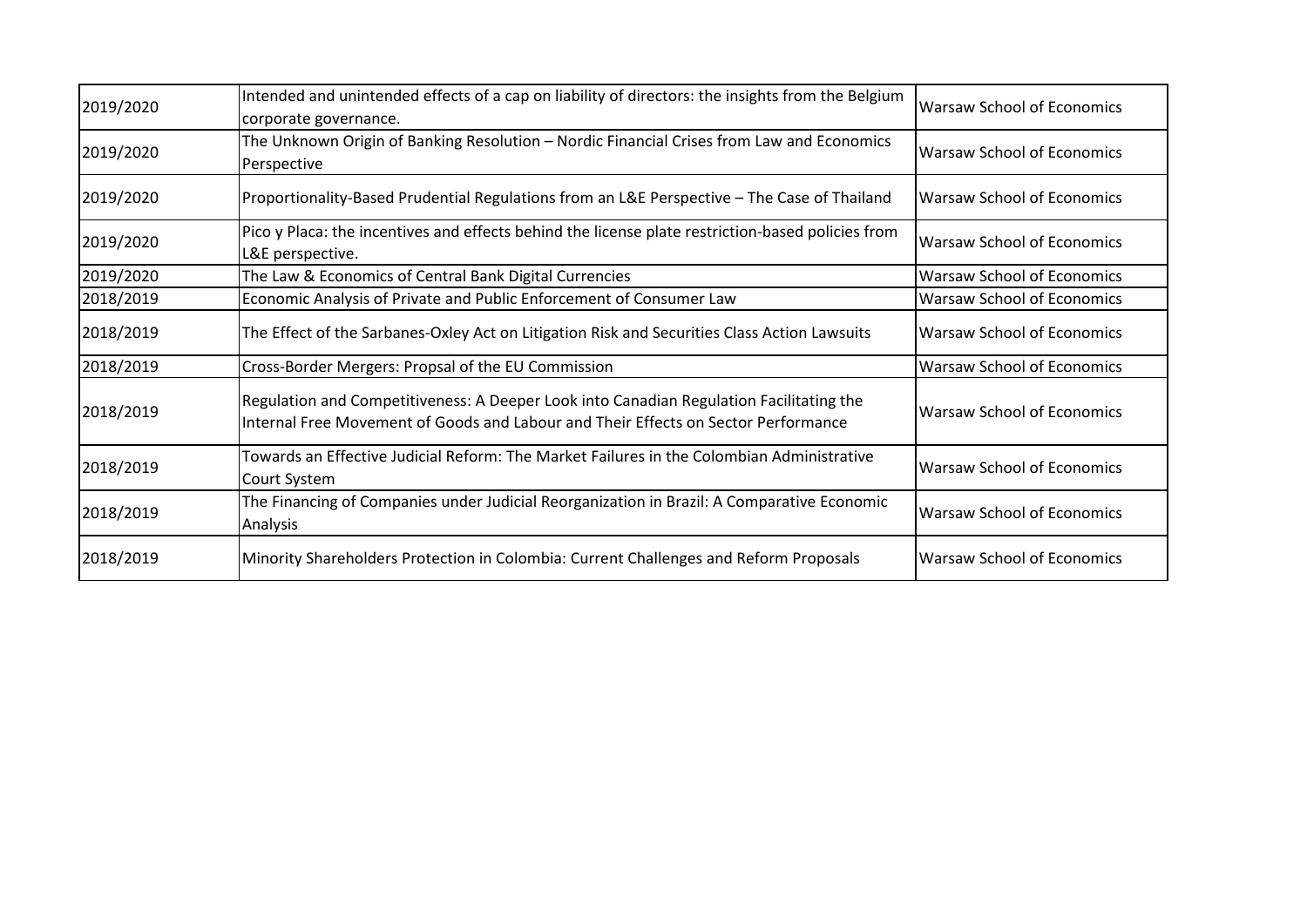| | | |
|---|---|---|
| 2019/2020 | Intended and unintended effects of a cap on liability of directors: the insights from the Belgium corporate governance. | Warsaw School of Economics |
| 2019/2020 | The Unknown Origin of Banking Resolution – Nordic Financial Crises from Law and Economics Perspective | Warsaw School of Economics |
| 2019/2020 | Proportionality-Based Prudential Regulations from an L&E Perspective – The Case of Thailand | Warsaw School of Economics |
| 2019/2020 | Pico y Placa: the incentives and effects behind the license plate restriction-based policies from L&E perspective. | Warsaw School of Economics |
| 2019/2020 | The Law & Economics of Central Bank Digital Currencies | Warsaw School of Economics |
| 2018/2019 | Economic Analysis of Private and Public Enforcement of Consumer Law | Warsaw School of Economics |
| 2018/2019 | The Effect of the Sarbanes-Oxley Act on Litigation Risk and Securities Class Action Lawsuits | Warsaw School of Economics |
| 2018/2019 | Cross-Border Mergers: Propsal of the EU Commission | Warsaw School of Economics |
| 2018/2019 | Regulation and Competitiveness: A Deeper Look into Canadian Regulation Facilitating the Internal Free Movement of Goods and Labour and Their Effects on Sector Performance | Warsaw School of Economics |
| 2018/2019 | Towards an Effective Judicial Reform: The Market Failures in the Colombian Administrative Court System | Warsaw School of Economics |
| 2018/2019 | The Financing of Companies under Judicial Reorganization in Brazil: A Comparative Economic Analysis | Warsaw School of Economics |
| 2018/2019 | Minority Shareholders Protection in Colombia: Current Challenges and Reform Proposals | Warsaw School of Economics |